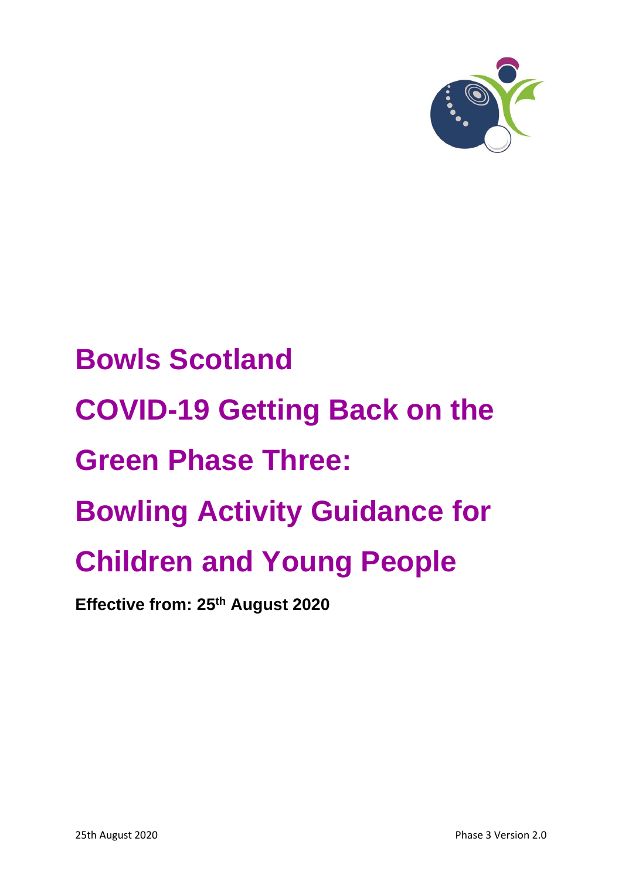# Bowls Scotland

# COVID-19 Getting Back on the Green Phase Three: Bowling Activity Guidance for Children and Young People

**Effective from: 25th August 2020**

25th August 2020 Phase 3 Version 2.0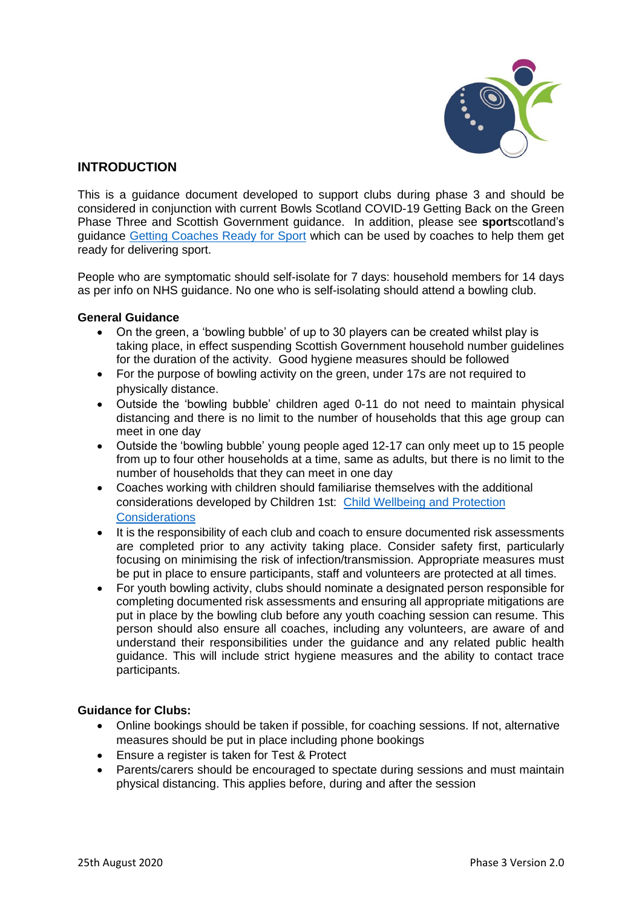## INTRODUCTION

This is a guidance document developed to support clubs during phase 3 and should be considered in conjunction with current Bowls Scotland COVID-19 Getting Back on the Green Phase Three and Scottish Government guidance. In addition, please see **sport**scotland's guidance [Getting Coaches Ready for Sport]() which can be used by coaches to help them get ready for delivering sport.

People who are symptomatic should self-isolate for 7 days: household members for 14 days as per info on NHS guidance. No one who is self-isolating should attend a bowling club.

**General Guidance**

- On the green, a 'bowling bubble' of up to 30 players can be created whilst play is taking place, in effect suspending Scottish Government household number guidelines for the duration of the activity. Good hygiene measures should be followed
- For the purpose of bowling activity on the green, under 17s are not required to physically distance.
- Outside the 'bowling bubble' children aged 0-11 do not need to maintain physical distancing and there is no limit to the number of households that this age group can meet in one day
- Outside the 'bowling bubble' young people aged 12-17 can only meet up to 15 people from up to four other households at a time, same as adults, but there is no limit to the number of households that they can meet in one day
- Coaches working with children should familiarise themselves with the additional considerations developed by Children 1st: [Child Wellbeing and Protection Considerations]()
- It is the responsibility of each club and coach to ensure documented risk assessments are completed prior to any activity taking place. Consider safety first, particularly focusing on minimising the risk of infection/transmission. Appropriate measures must be put in place to ensure participants, staff and volunteers are protected at all times.
- For youth bowling activity, clubs should nominate a designated person responsible for completing documented risk assessments and ensuring all appropriate mitigations are put in place by the bowling club before any youth coaching session can resume. This person should also ensure all coaches, including any volunteers, are aware of and understand their responsibilities under the guidance and any related public health guidance. This will include strict hygiene measures and the ability to contact trace participants.

**Guidance for Clubs:**

- Online bookings should be taken if possible, for coaching sessions. If not, alternative measures should be put in place including phone bookings
- Ensure a register is taken for Test & Protect
- Parents/carers should be encouraged to spectate during sessions and must maintain physical distancing. This applies before, during and after the session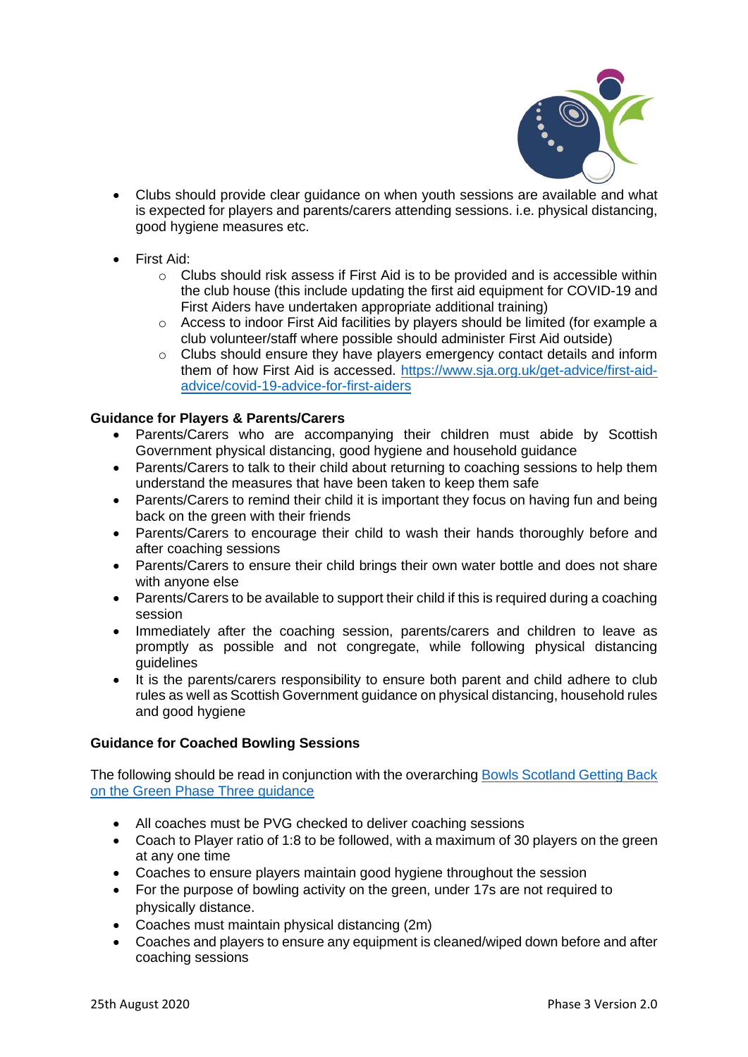- Clubs should provide clear guidance on when youth sessions are available and what is expected for players and parents/carers attending sessions. i.e. physical distancing, good hygiene measures etc.

- First Aid:
  - Clubs should risk assess if First Aid is to be provided and is accessible within the club house (this include updating the first aid equipment for COVID-19 and First Aiders have undertaken appropriate additional training)
  - Access to indoor First Aid facilities by players should be limited (for example a club volunteer/staff where possible should administer First Aid outside)
  - Clubs should ensure they have players emergency contact details and inform them of how First Aid is accessed. [https://www.sja.org.uk/get-advice/first-aid-advice/covid-19-advice-for-first-aiders](https://www.sja.org.uk/get-advice/first-aid-advice/covid-19-advice-for-first-aiders)

**Guidance for Players & Parents/Carers**

- Parents/Carers who are accompanying their children must abide by Scottish Government physical distancing, good hygiene and household guidance
- Parents/Carers to talk to their child about returning to coaching sessions to help them understand the measures that have been taken to keep them safe
- Parents/Carers to remind their child it is important they focus on having fun and being back on the green with their friends
- Parents/Carers to encourage their child to wash their hands thoroughly before and after coaching sessions
- Parents/Carers to ensure their child brings their own water bottle and does not share with anyone else
- Parents/Carers to be available to support their child if this is required during a coaching session
- Immediately after the coaching session, parents/carers and children to leave as promptly as possible and not congregate, while following physical distancing guidelines
- It is the parents/carers responsibility to ensure both parent and child adhere to club rules as well as Scottish Government guidance on physical distancing, household rules and good hygiene

**Guidance for Coached Bowling Sessions**

The following should be read in conjunction with the overarching Bowls Scotland Getting Back on the Green Phase Three guidance

- All coaches must be PVG checked to deliver coaching sessions
- Coach to Player ratio of 1:8 to be followed, with a maximum of 30 players on the green at any one time
- Coaches to ensure players maintain good hygiene throughout the session
- For the purpose of bowling activity on the green, under 17s are not required to physically distance.
- Coaches must maintain physical distancing (2m)
- Coaches and players to ensure any equipment is cleaned/wiped down before and after coaching sessions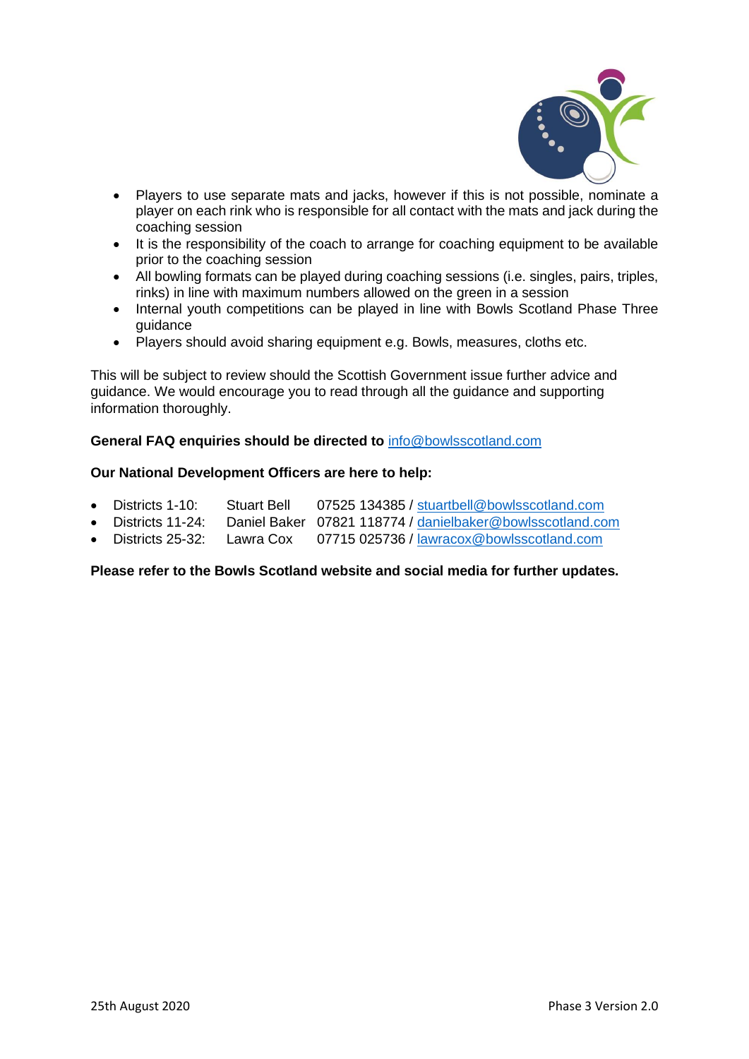- Players to use separate mats and jacks, however if this is not possible, nominate a player on each rink who is responsible for all contact with the mats and jack during the coaching session
- It is the responsibility of the coach to arrange for coaching equipment to be available prior to the coaching session
- All bowling formats can be played during coaching sessions (i.e. singles, pairs, triples, rinks) in line with maximum numbers allowed on the green in a session
- Internal youth competitions can be played in line with Bowls Scotland Phase Three guidance
- Players should avoid sharing equipment e.g. Bowls, measures, cloths etc.

This will be subject to review should the Scottish Government issue further advice and guidance. We would encourage you to read through all the guidance and supporting information thoroughly.

**General FAQ enquiries should be directed to** info@bowlsscotland.com

**Our National Development Officers are here to help:**

- Districts 1-10: Stuart Bell 07525 134385 / stuartbell@bowlsscotland.com
- Districts 11-24: Daniel Baker 07821 118774 / danielbaker@bowlsscotland.com
- Districts 25-32: Lawra Cox 07715 025736 / lawracox@bowlsscotland.com

**Please refer to the Bowls Scotland website and social media for further updates.**

25th August 2020 Phase 3 Version 2.0